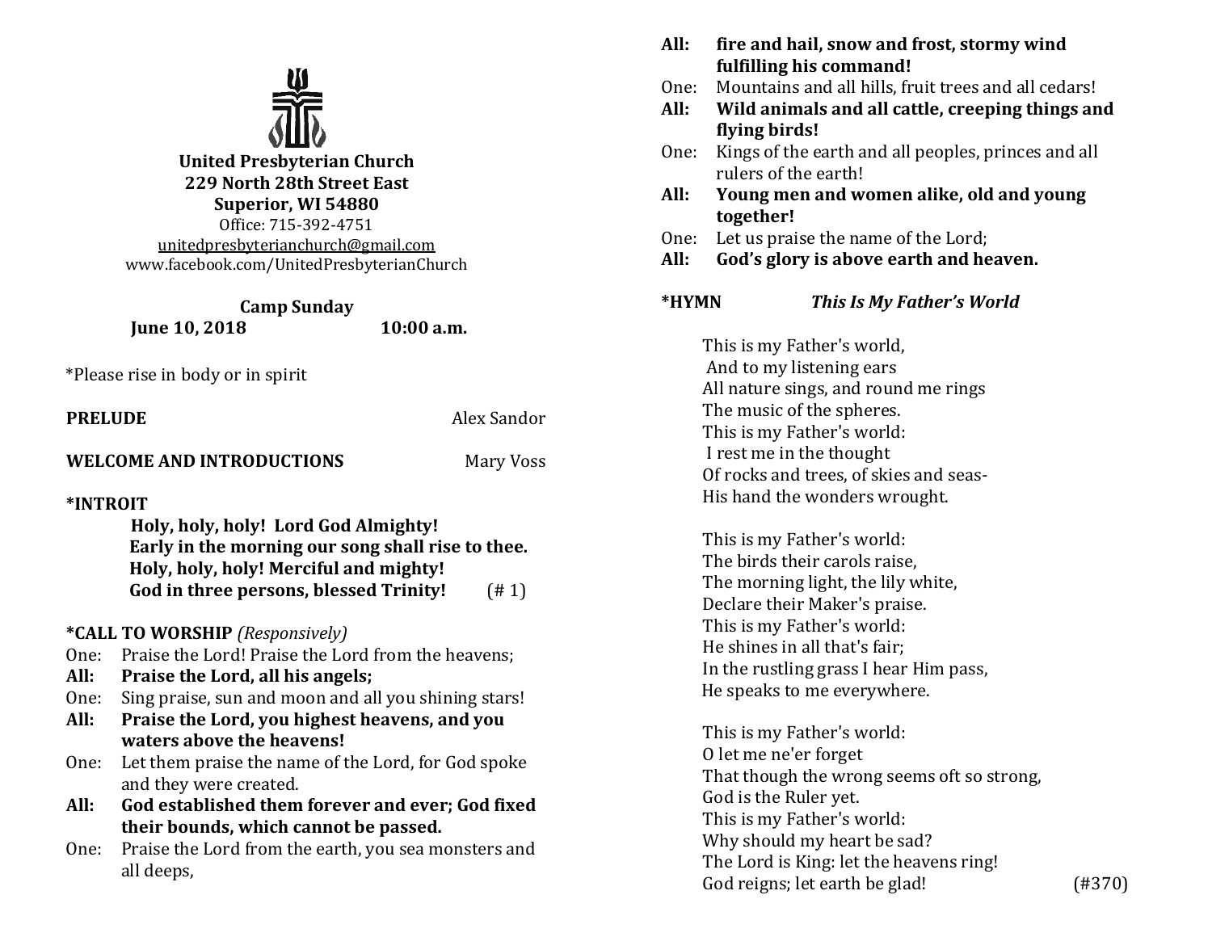**United Presbyterian Church**
**229 North 28th Street East**
**Superior, WI 54880**
Office: 715-392-4751
unitedpresbyterianchurch@gmail.com
www.facebook.com/UnitedPresbyterianChurch

**Camp Sunday**
**June 10, 2018** **10:00 a.m.**

*Please rise in body or in spirit

**PRELUDE** Alex Sandor

**WELCOME AND INTRODUCTIONS** Mary Voss

**\*INTROIT**

**Holy, holy, holy! Lord God Almighty!**
**Early in the morning our song shall rise to thee.**
**Holy, holy, holy! Merciful and mighty!**
**God in three persons, blessed Trinity!** (# 1)

**\*CALL TO WORSHIP** *(Responsively)*

One: Praise the Lord! Praise the Lord from the heavens;
**All: Praise the Lord, all his angels;**
One: Sing praise, sun and moon and all you shining stars!
**All: Praise the Lord, you highest heavens, and you waters above the heavens!**
One: Let them praise the name of the Lord, for God spoke and they were created.
**All: God established them forever and ever; God fixed their bounds, which cannot be passed.**
One: Praise the Lord from the earth, you sea monsters and all deeps,
**All: fire and hail, snow and frost, stormy wind fulfilling his command!**
One: Mountains and all hills, fruit trees and all cedars!
**All: Wild animals and all cattle, creeping things and flying birds!**
One: Kings of the earth and all peoples, princes and all rulers of the earth!
**All: Young men and women alike, old and young together!**
One: Let us praise the name of the Lord;
**All: God's glory is above earth and heaven.**

**\*HYMN** ***This Is My Father's World***

This is my Father's world,
And to my listening ears
All nature sings, and round me rings
The music of the spheres.
This is my Father's world:
I rest me in the thought
Of rocks and trees, of skies and seas-
His hand the wonders wrought.

This is my Father's world:
The birds their carols raise,
The morning light, the lily white,
Declare their Maker's praise.
This is my Father's world:
He shines in all that's fair;
In the rustling grass I hear Him pass,
He speaks to me everywhere.

This is my Father's world:
O let me ne'er forget
That though the wrong seems oft so strong,
God is the Ruler yet.
This is my Father's world:
Why should my heart be sad?
The Lord is King: let the heavens ring!
God reigns; let earth be glad! (#370)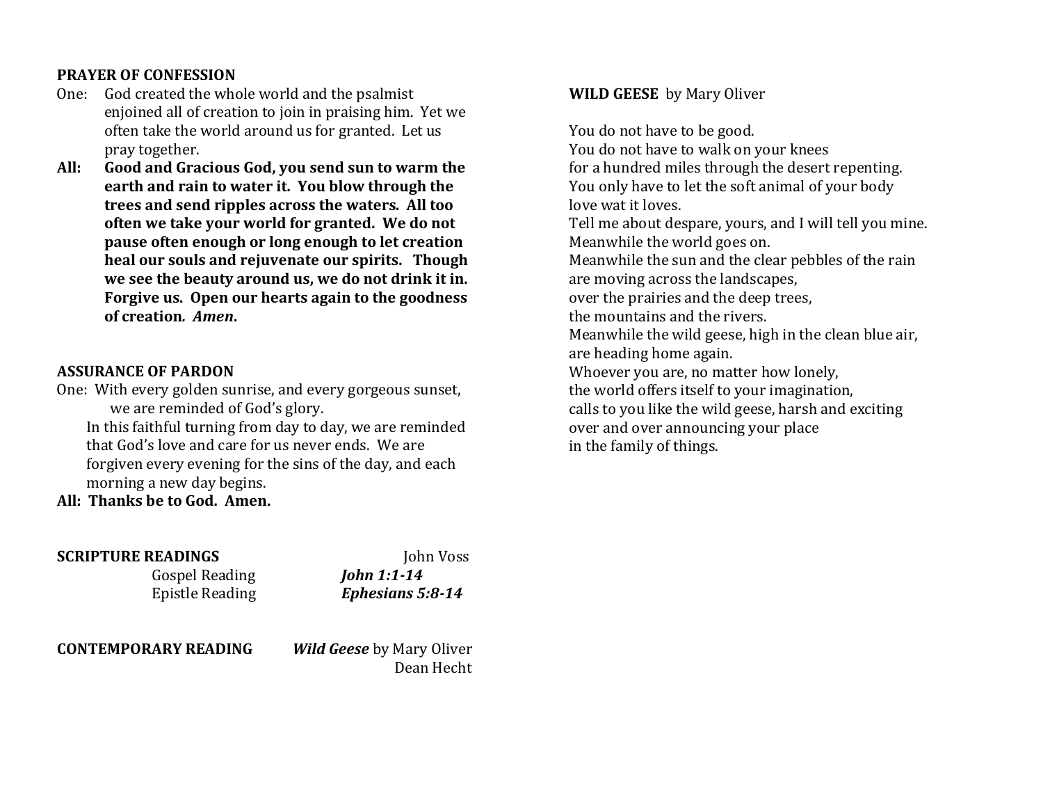**PRAYER OF CONFESSION**

One: God created the whole world and the psalmist enjoined all of creation to join in praising him. Yet we often take the world around us for granted. Let us pray together.

**All: Good and Gracious God, you send sun to warm the earth and rain to water it. You blow through the trees and send ripples across the waters. All too often we take your world for granted. We do not pause often enough or long enough to let creation heal our souls and rejuvenate our spirits. Though we see the beauty around us, we do not drink it in. Forgive us. Open our hearts again to the goodness of creation*. Amen*.**

**ASSURANCE OF PARDON**

One: With every golden sunrise, and every gorgeous sunset, we are reminded of God's glory.
In this faithful turning from day to day, we are reminded that God's love and care for us never ends. We are forgiven every evening for the sins of the day, and each morning a new day begins.

**All: Thanks be to God. Amen.**

**SCRIPTURE READINGS** John Voss

Gospel Reading ***John 1:1-14***
Epistle Reading ***Ephesians 5:8-14***

**CONTEMPORARY READING** ***Wild Geese*** by Mary Oliver
Dean Hecht

**WILD GEESE** by Mary Oliver

You do not have to be good.
You do not have to walk on your knees
for a hundred miles through the desert repenting.
You only have to let the soft animal of your body
love wat it loves.
Tell me about despare, yours, and I will tell you mine.
Meanwhile the world goes on.
Meanwhile the sun and the clear pebbles of the rain
are moving across the landscapes,
over the prairies and the deep trees,
the mountains and the rivers.
Meanwhile the wild geese, high in the clean blue air,
are heading home again.
Whoever you are, no matter how lonely,
the world offers itself to your imagination,
calls to you like the wild geese, harsh and exciting
over and over announcing your place
in the family of things.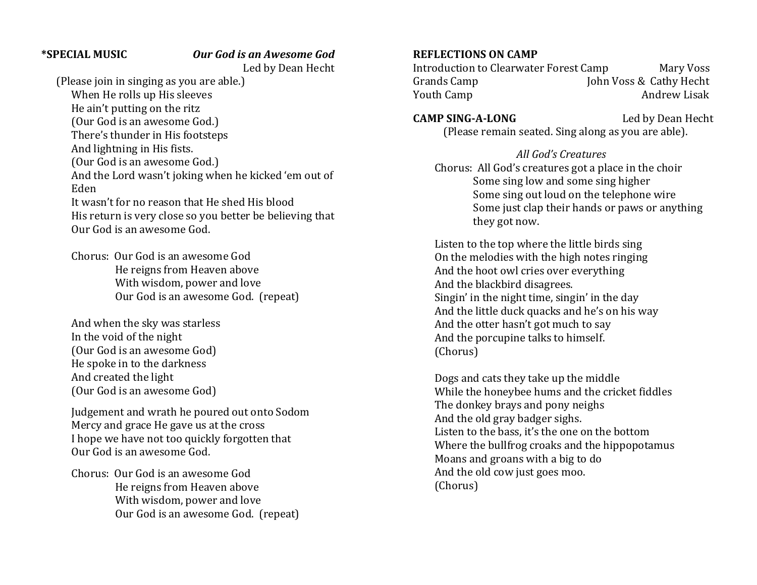**\*SPECIAL MUSIC** ***Our God is an Awesome God***
Led by Dean Hecht

(Please join in singing as you are able.)

When He rolls up His sleeves
He ain't putting on the ritz
(Our God is an awesome God.)
There's thunder in His footsteps
And lightning in His fists.
(Our God is an awesome God.)
And the Lord wasn't joking when he kicked 'em out of Eden
It wasn't for no reason that He shed His blood
His return is very close so you better be believing that
Our God is an awesome God.

Chorus: Our God is an awesome God
He reigns from Heaven above
With wisdom, power and love
Our God is an awesome God. (repeat)

And when the sky was starless
In the void of the night
(Our God is an awesome God)
He spoke in to the darkness
And created the light
(Our God is an awesome God)

Judgement and wrath he poured out onto Sodom
Mercy and grace He gave us at the cross
I hope we have not too quickly forgotten that
Our God is an awesome God.

Chorus: Our God is an awesome God
He reigns from Heaven above
With wisdom, power and love
Our God is an awesome God. (repeat)

**REFLECTIONS ON CAMP**

Introduction to Clearwater Forest Camp — Mary Voss
Grands Camp — John Voss & Cathy Hecht
Youth Camp — Andrew Lisak

**CAMP SING-A-LONG** Led by Dean Hecht

(Please remain seated. Sing along as you are able).

*All God's Creatures*

Chorus: All God's creatures got a place in the choir
Some sing low and some sing higher
Some sing out loud on the telephone wire
Some just clap their hands or paws or anything they got now.

Listen to the top where the little birds sing
On the melodies with the high notes ringing
And the hoot owl cries over everything
And the blackbird disagrees.
Singin' in the night time, singin' in the day
And the little duck quacks and he's on his way
And the otter hasn't got much to say
And the porcupine talks to himself.
(Chorus)

Dogs and cats they take up the middle
While the honeybee hums and the cricket fiddles
The donkey brays and pony neighs
And the old gray badger sighs.
Listen to the bass, it's the one on the bottom
Where the bullfrog croaks and the hippopotamus
Moans and groans with a big to do
And the old cow just goes moo.
(Chorus)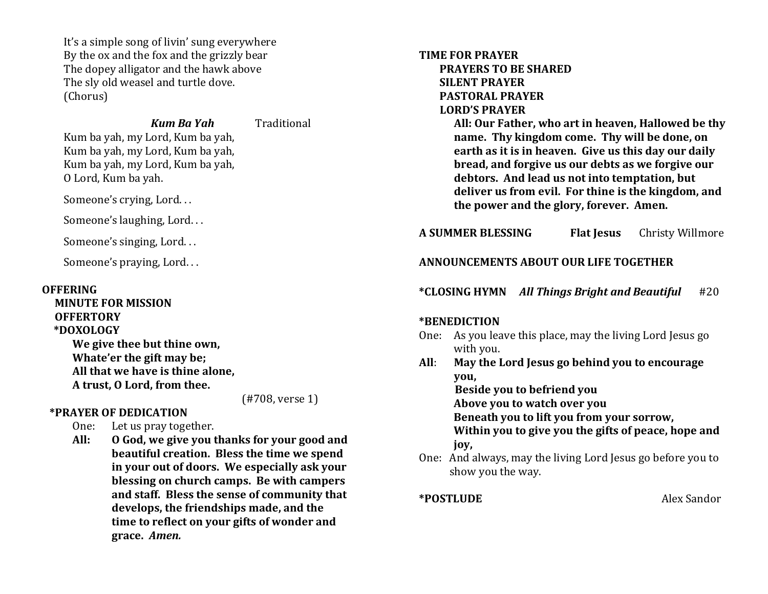It's a simple song of livin' sung everywhere
By the ox and the fox and the grizzly bear
The dopey alligator and the hawk above
The sly old weasel and turtle dove.
(Chorus)

***Kum Ba Yah*** Traditional

Kum ba yah, my Lord, Kum ba yah,
Kum ba yah, my Lord, Kum ba yah,
Kum ba yah, my Lord, Kum ba yah,
O Lord, Kum ba yah.

Someone's crying, Lord. . .

Someone's laughing, Lord. . .

Someone's singing, Lord. . .

Someone's praying, Lord. . .

**OFFERING**

**MINUTE FOR MISSION**

**OFFERTORY**

***DOXOLOGY**

**We give thee but thine own,
Whate'er the gift may be;
All that we have is thine alone,
A trust, O Lord, from thee.**

(#708, verse 1)

***PRAYER OF DEDICATION**

One: Let us pray together.

**All: O God, we give you thanks for your good and beautiful creation. Bless the time we spend in your out of doors. We especially ask your blessing on church camps. Be with campers and staff. Bless the sense of community that develops, the friendships made, and the time to reflect on your gifts of wonder and grace. *Amen.***

**TIME FOR PRAYER**

**PRAYERS TO BE SHARED**

**SILENT PRAYER**

**PASTORAL PRAYER**

**LORD'S PRAYER**

**All: Our Father, who art in heaven, Hallowed be thy name. Thy kingdom come. Thy will be done, on earth as it is in heaven. Give us this day our daily bread, and forgive us our debts as we forgive our debtors. And lead us not into temptation, but deliver us from evil. For thine is the kingdom, and the power and the glory, forever. Amen.**

**A SUMMER BLESSING** **Flat Jesus** Christy Willmore

**ANNOUNCEMENTS ABOUT OUR LIFE TOGETHER**

***CLOSING HYMN** ***All Things Bright and Beautiful*** #20

***BENEDICTION**

One: As you leave this place, may the living Lord Jesus go with you.

**All: May the Lord Jesus go behind you to encourage you,
Beside you to befriend you
Above you to watch over you
Beneath you to lift you from your sorrow,
Within you to give you the gifts of peace, hope and joy,**

One: And always, may the living Lord Jesus go before you to show you the way.

***POSTLUDE** Alex Sandor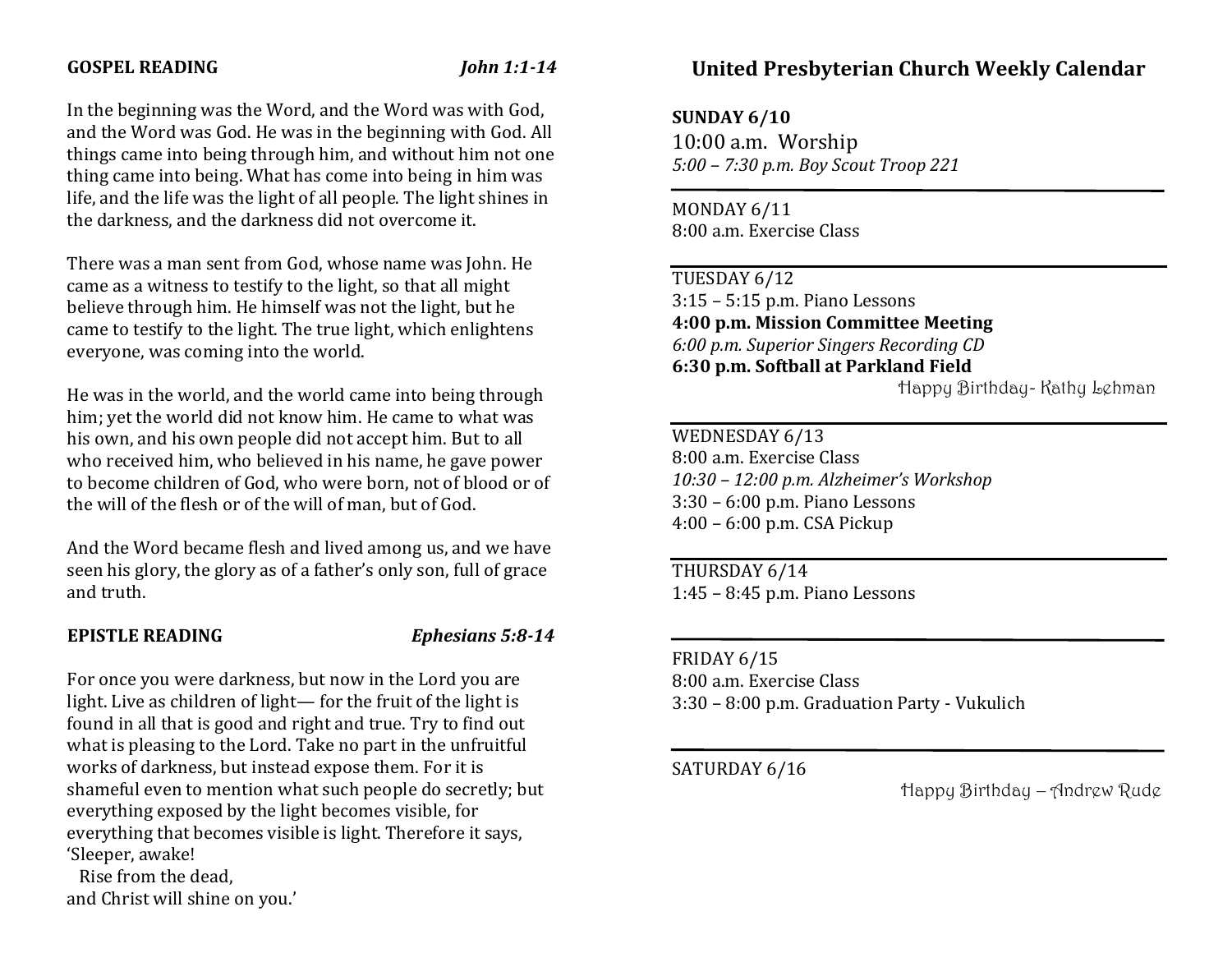**GOSPEL READING** *John 1:1-14*

In the beginning was the Word, and the Word was with God, and the Word was God. He was in the beginning with God. All things came into being through him, and without him not one thing came into being. What has come into being in him was life, and the life was the light of all people. The light shines in the darkness, and the darkness did not overcome it.

There was a man sent from God, whose name was John. He came as a witness to testify to the light, so that all might believe through him. He himself was not the light, but he came to testify to the light. The true light, which enlightens everyone, was coming into the world.

He was in the world, and the world came into being through him; yet the world did not know him. He came to what was his own, and his own people did not accept him. But to all who received him, who believed in his name, he gave power to become children of God, who were born, not of blood or of the will of the flesh or of the will of man, but of God.

And the Word became flesh and lived among us, and we have seen his glory, the glory as of a father's only son, full of grace and truth.

**EPISTLE READING** *Ephesians 5:8-14*

For once you were darkness, but now in the Lord you are light. Live as children of light— for the fruit of the light is found in all that is good and right and true. Try to find out what is pleasing to the Lord. Take no part in the unfruitful works of darkness, but instead expose them. For it is shameful even to mention what such people do secretly; but everything exposed by the light becomes visible, for everything that becomes visible is light. Therefore it says,
'Sleeper, awake!
Rise from the dead,
and Christ will shine on you.'

## United Presbyterian Church Weekly Calendar

**SUNDAY 6/10**
10:00 a.m. Worship
*5:00 – 7:30 p.m. Boy Scout Troop 221*

---

MONDAY 6/11
8:00 a.m. Exercise Class

---

TUESDAY 6/12
3:15 – 5:15 p.m. Piano Lessons
**4:00 p.m. Mission Committee Meeting**
*6:00 p.m. Superior Singers Recording CD*
**6:30 p.m. Softball at Parkland Field**
Happy Birthday- Kathy Lehman

---

WEDNESDAY 6/13
8:00 a.m. Exercise Class
*10:30 – 12:00 p.m. Alzheimer's Workshop*
3:30 – 6:00 p.m. Piano Lessons
4:00 – 6:00 p.m. CSA Pickup

---

THURSDAY 6/14
1:45 – 8:45 p.m. Piano Lessons

---

FRIDAY 6/15
8:00 a.m. Exercise Class
3:30 – 8:00 p.m. Graduation Party - Vukulich

---

SATURDAY 6/16
Happy Birthday – Andrew Rude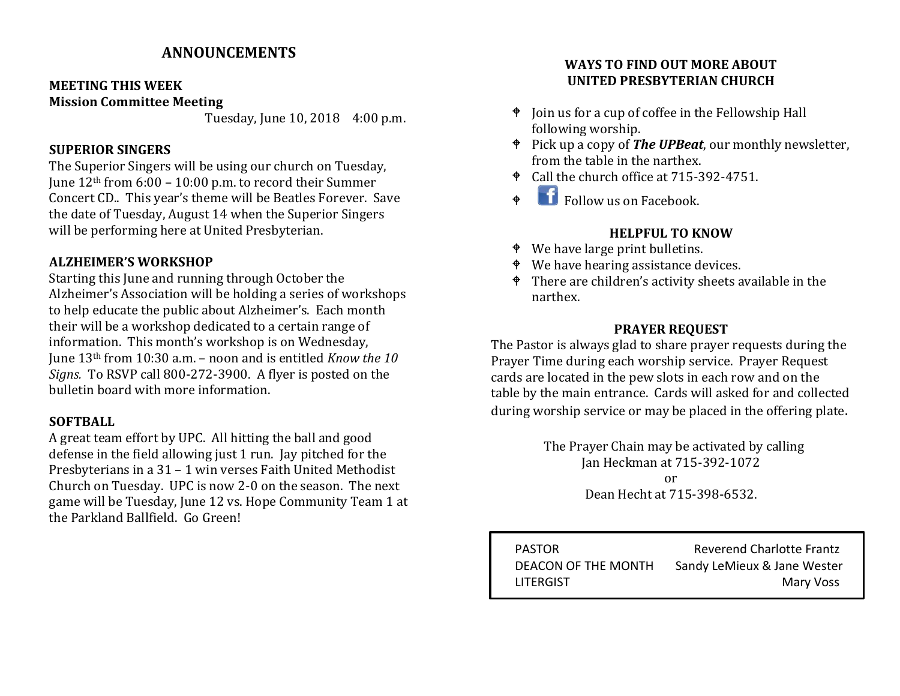# ANNOUNCEMENTS

**MEETING THIS WEEK**
**Mission Committee Meeting**
Tuesday, June 10, 2018 4:00 p.m.

**SUPERIOR SINGERS**
The Superior Singers will be using our church on Tuesday, June 12th from 6:00 – 10:00 p.m. to record their Summer Concert CD.. This year's theme will be Beatles Forever. Save the date of Tuesday, August 14 when the Superior Singers will be performing here at United Presbyterian.

**ALZHEIMER'S WORKSHOP**
Starting this June and running through October the Alzheimer's Association will be holding a series of workshops to help educate the public about Alzheimer's. Each month their will be a workshop dedicated to a certain range of information. This month's workshop is on Wednesday, June 13th from 10:30 a.m. – noon and is entitled *Know the 10 Signs.* To RSVP call 800-272-3900. A flyer is posted on the bulletin board with more information.

**SOFTBALL**
A great team effort by UPC. All hitting the ball and good defense in the field allowing just 1 run. Jay pitched for the Presbyterians in a 31 – 1 win verses Faith United Methodist Church on Tuesday. UPC is now 2-0 on the season. The next game will be Tuesday, June 12 vs. Hope Community Team 1 at the Parkland Ballfield. Go Green!

**WAYS TO FIND OUT MORE ABOUT UNITED PRESBYTERIAN CHURCH**

- Join us for a cup of coffee in the Fellowship Hall following worship.
- Pick up a copy of ***The UPBeat***, our monthly newsletter, from the table in the narthex.
- Call the church office at 715-392-4751.
- Follow us on Facebook.

**HELPFUL TO KNOW**

- We have large print bulletins.
- We have hearing assistance devices.
- There are children's activity sheets available in the narthex.

**PRAYER REQUEST**
The Pastor is always glad to share prayer requests during the Prayer Time during each worship service. Prayer Request cards are located in the pew slots in each row and on the table by the main entrance. Cards will asked for and collected during worship service or may be placed in the offering plate.

The Prayer Chain may be activated by calling
Jan Heckman at 715-392-1072
or
Dean Hecht at 715-398-6532.

| | |
|---|---|
| PASTOR | Reverend Charlotte Frantz |
| DEACON OF THE MONTH | Sandy LeMieux & Jane Wester |
| LITERGIST | Mary Voss |